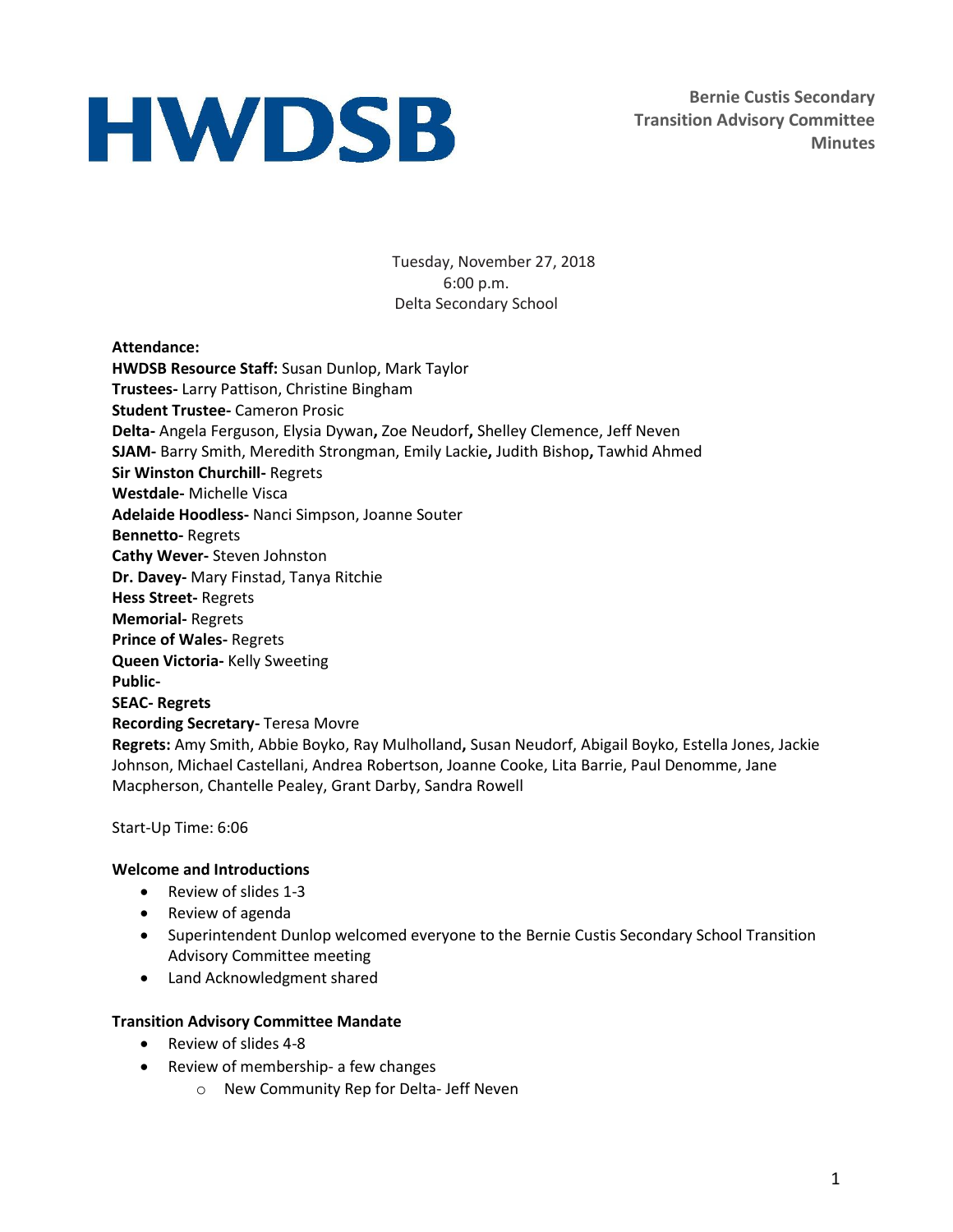# HWDSB

**Bernie Custis Secondary Transition Advisory Committee Minutes**

Tuesday, November 27, 2018
6:00 p.m.
Delta Secondary School

**Attendance:**
**HWDSB Resource Staff:** Susan Dunlop, Mark Taylor
**Trustees-** Larry Pattison, Christine Bingham
**Student Trustee-** Cameron Prosic
**Delta-** Angela Ferguson, Elysia Dywan**,** Zoe Neudorf**,** Shelley Clemence, Jeff Neven
**SJAM-** Barry Smith, Meredith Strongman, Emily Lackie**,** Judith Bishop**,** Tawhid Ahmed
**Sir Winston Churchill-** Regrets
**Westdale-** Michelle Visca
**Adelaide Hoodless-** Nanci Simpson, Joanne Souter
**Bennetto-** Regrets
**Cathy Wever-** Steven Johnston
**Dr. Davey-** Mary Finstad, Tanya Ritchie
**Hess Street-** Regrets
**Memorial-** Regrets
**Prince of Wales-** Regrets
**Queen Victoria-** Kelly Sweeting
**Public-**
**SEAC- Regrets**
**Recording Secretary-** Teresa Movre
**Regrets:** Amy Smith, Abbie Boyko, Ray Mulholland**,** Susan Neudorf, Abigail Boyko, Estella Jones, Jackie Johnson, Michael Castellani, Andrea Robertson, Joanne Cooke, Lita Barrie, Paul Denomme, Jane Macpherson, Chantelle Pealey, Grant Darby, Sandra Rowell

Start-Up Time: 6:06

**Welcome and Introductions**

- Review of slides 1-3
- Review of agenda
- Superintendent Dunlop welcomed everyone to the Bernie Custis Secondary School Transition Advisory Committee meeting
- Land Acknowledgment shared

**Transition Advisory Committee Mandate**

- Review of slides 4-8
- Review of membership- a few changes
  - New Community Rep for Delta- Jeff Neven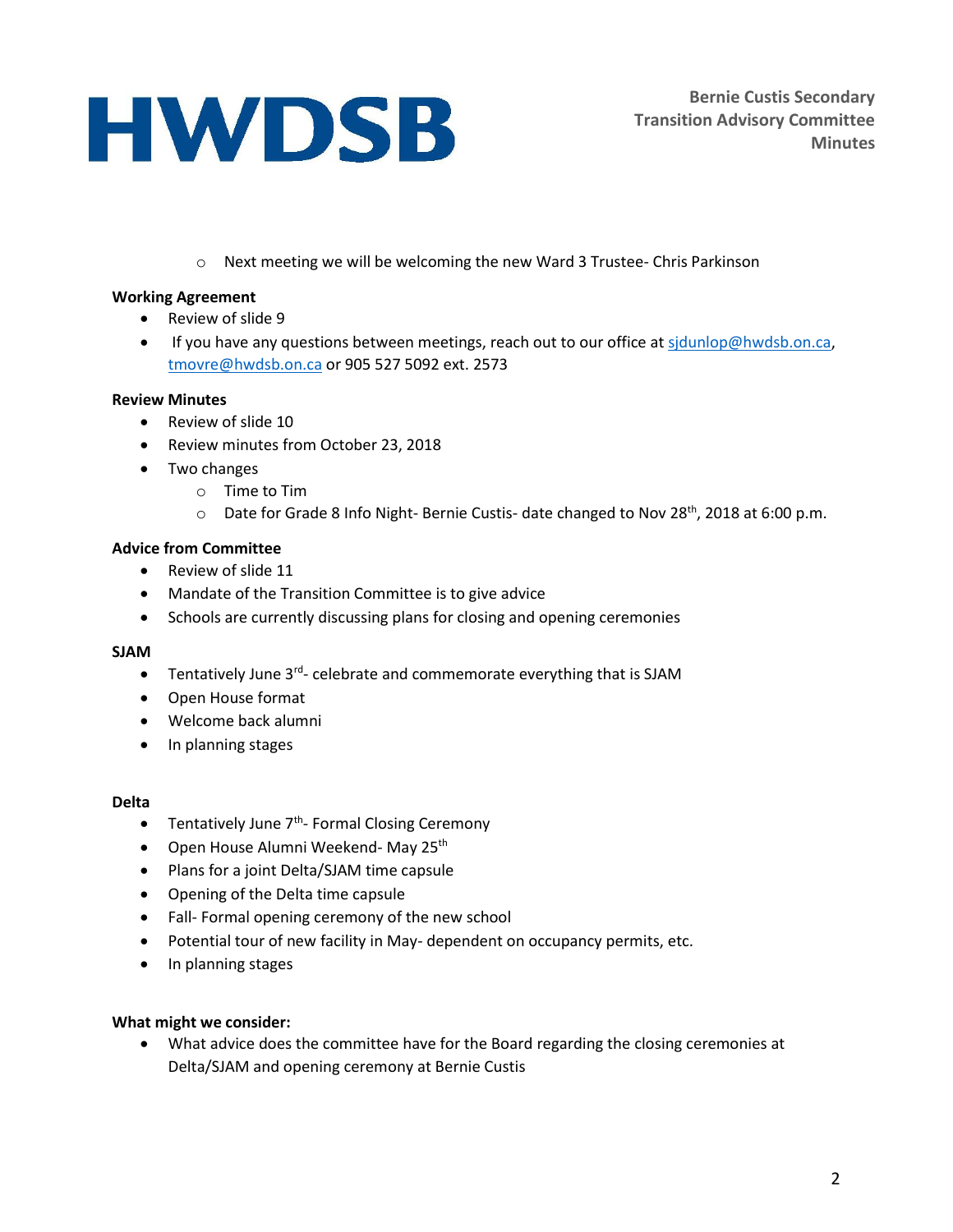- Next meeting we will be welcoming the new Ward 3 Trustee- Chris Parkinson

**Working Agreement**

- Review of slide 9
- If you have any questions between meetings, reach out to our office at sjdunlop@hwdsb.on.ca, tmovre@hwdsb.on.ca or 905 527 5092 ext. 2573

**Review Minutes**

- Review of slide 10
- Review minutes from October 23, 2018
- Two changes
    - Time to Tim
    - Date for Grade 8 Info Night- Bernie Custis- date changed to Nov 28th, 2018 at 6:00 p.m.

**Advice from Committee**

- Review of slide 11
- Mandate of the Transition Committee is to give advice
- Schools are currently discussing plans for closing and opening ceremonies

**SJAM**

- Tentatively June 3rd- celebrate and commemorate everything that is SJAM
- Open House format
- Welcome back alumni
- In planning stages

**Delta**

- Tentatively June 7th- Formal Closing Ceremony
- Open House Alumni Weekend- May 25th
- Plans for a joint Delta/SJAM time capsule
- Opening of the Delta time capsule
- Fall- Formal opening ceremony of the new school
- Potential tour of new facility in May- dependent on occupancy permits, etc.
- In planning stages

**What might we consider:**

- What advice does the committee have for the Board regarding the closing ceremonies at Delta/SJAM and opening ceremony at Bernie Custis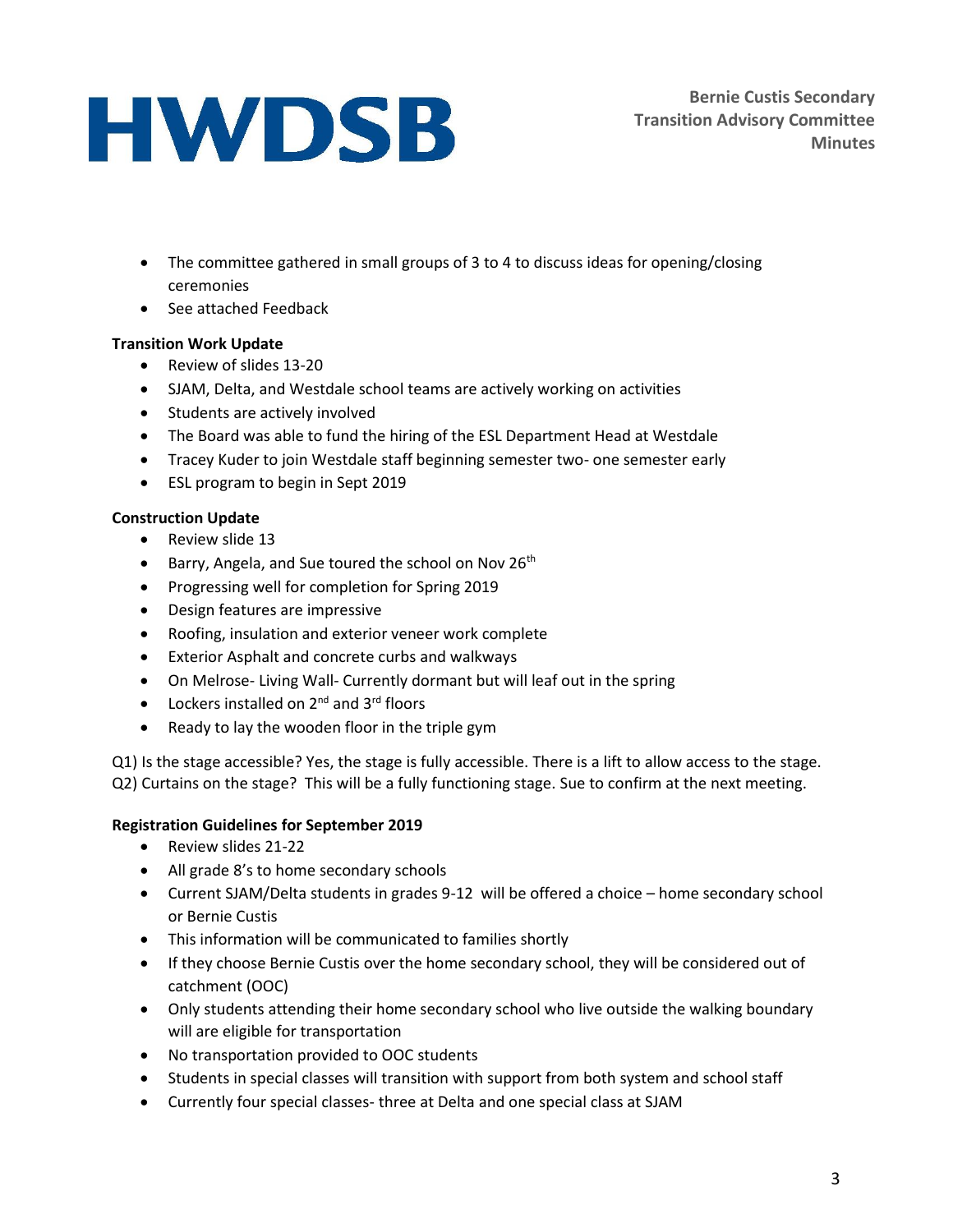- The committee gathered in small groups of 3 to 4 to discuss ideas for opening/closing ceremonies
- See attached Feedback

**Transition Work Update**

- Review of slides 13-20
- SJAM, Delta, and Westdale school teams are actively working on activities
- Students are actively involved
- The Board was able to fund the hiring of the ESL Department Head at Westdale
- Tracey Kuder to join Westdale staff beginning semester two- one semester early
- ESL program to begin in Sept 2019

**Construction Update**

- Review slide 13
- Barry, Angela, and Sue toured the school on Nov 26th
- Progressing well for completion for Spring 2019
- Design features are impressive
- Roofing, insulation and exterior veneer work complete
- Exterior Asphalt and concrete curbs and walkways
- On Melrose- Living Wall- Currently dormant but will leaf out in the spring
- Lockers installed on 2nd and 3rd floors
- Ready to lay the wooden floor in the triple gym

Q1) Is the stage accessible? Yes, the stage is fully accessible. There is a lift to allow access to the stage.
Q2) Curtains on the stage? This will be a fully functioning stage. Sue to confirm at the next meeting.

**Registration Guidelines for September 2019**

- Review slides 21-22
- All grade 8's to home secondary schools
- Current SJAM/Delta students in grades 9-12 will be offered a choice – home secondary school or Bernie Custis
- This information will be communicated to families shortly
- If they choose Bernie Custis over the home secondary school, they will be considered out of catchment (OOC)
- Only students attending their home secondary school who live outside the walking boundary will are eligible for transportation
- No transportation provided to OOC students
- Students in special classes will transition with support from both system and school staff
- Currently four special classes- three at Delta and one special class at SJAM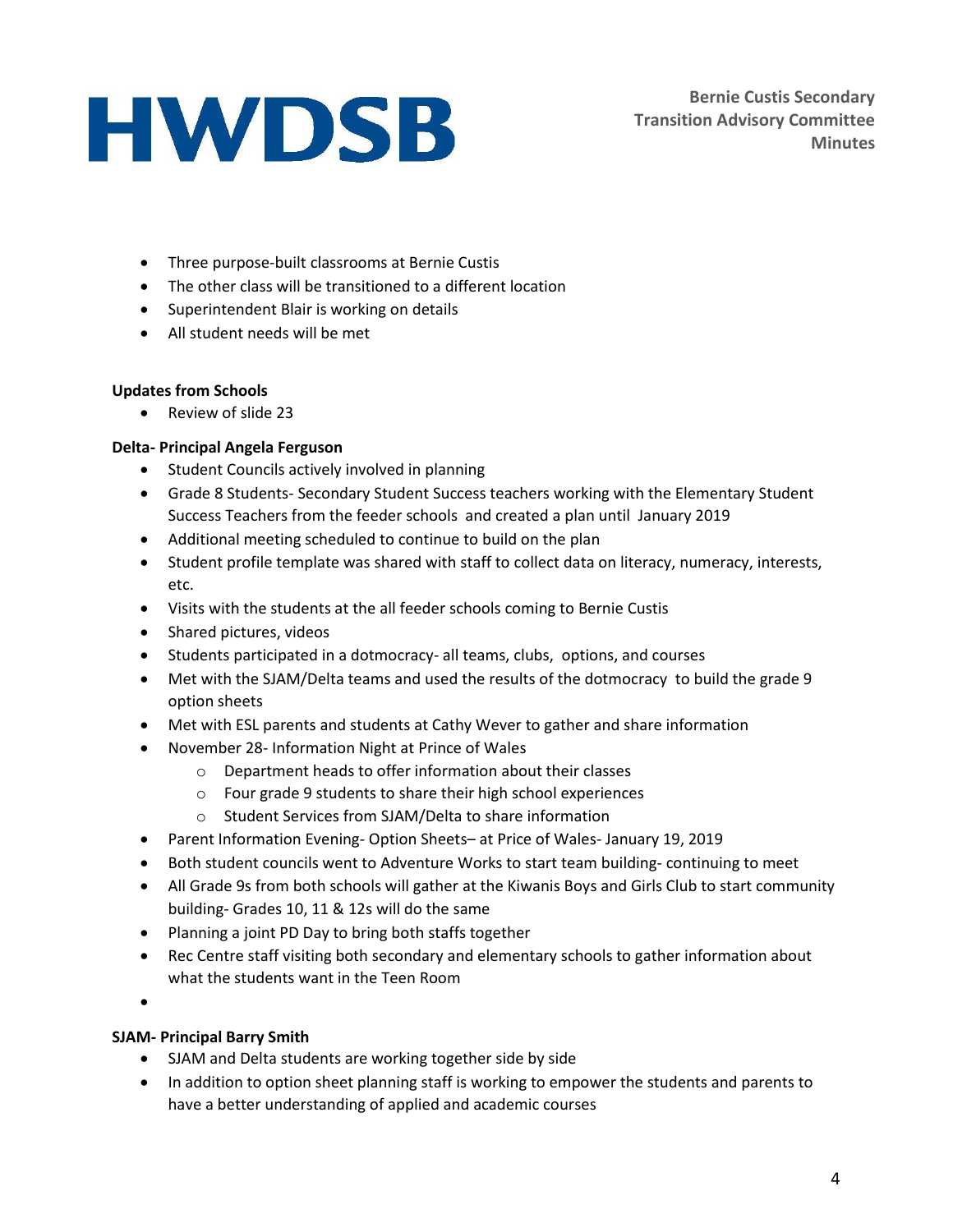- Three purpose-built classrooms at Bernie Custis
- The other class will be transitioned to a different location
- Superintendent Blair is working on details
- All student needs will be met

**Updates from Schools**

- Review of slide 23

**Delta- Principal Angela Ferguson**

- Student Councils actively involved in planning
- Grade 8 Students- Secondary Student Success teachers working with the Elementary Student Success Teachers from the feeder schools and created a plan until January 2019
- Additional meeting scheduled to continue to build on the plan
- Student profile template was shared with staff to collect data on literacy, numeracy, interests, etc.
- Visits with the students at the all feeder schools coming to Bernie Custis
- Shared pictures, videos
- Students participated in a dotmocracy- all teams, clubs, options, and courses
- Met with the SJAM/Delta teams and used the results of the dotmocracy to build the grade 9 option sheets
- Met with ESL parents and students at Cathy Wever to gather and share information
- November 28- Information Night at Prince of Wales
  - Department heads to offer information about their classes
  - Four grade 9 students to share their high school experiences
  - Student Services from SJAM/Delta to share information
- Parent Information Evening- Option Sheets– at Price of Wales- January 19, 2019
- Both student councils went to Adventure Works to start team building- continuing to meet
- All Grade 9s from both schools will gather at the Kiwanis Boys and Girls Club to start community building- Grades 10, 11 & 12s will do the same
- Planning a joint PD Day to bring both staffs together
- Rec Centre staff visiting both secondary and elementary schools to gather information about what the students want in the Teen Room

**SJAM- Principal Barry Smith**

- SJAM and Delta students are working together side by side
- In addition to option sheet planning staff is working to empower the students and parents to have a better understanding of applied and academic courses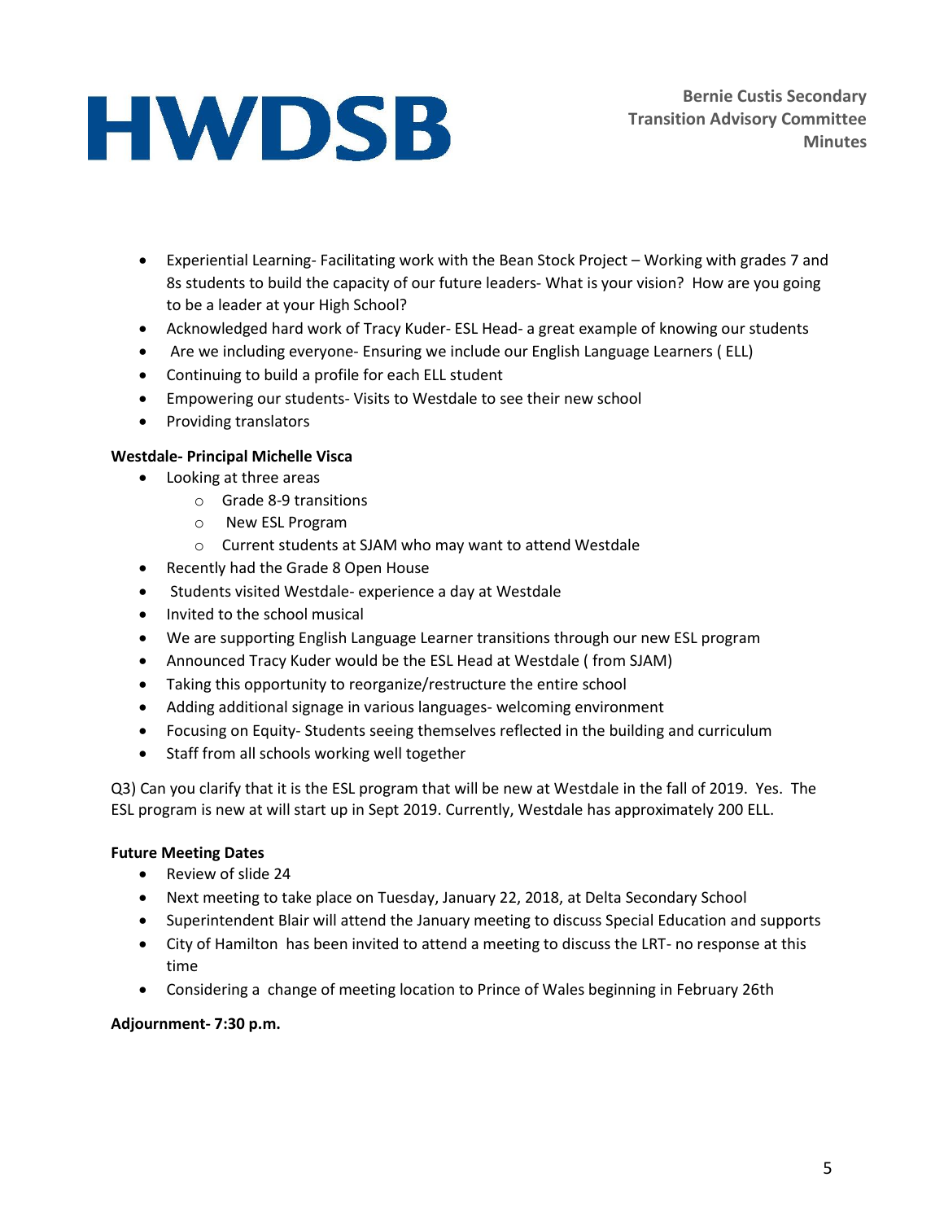- Experiential Learning- Facilitating work with the Bean Stock Project – Working with grades 7 and 8s students to build the capacity of our future leaders- What is your vision? How are you going to be a leader at your High School?
- Acknowledged hard work of Tracy Kuder- ESL Head- a great example of knowing our students
- Are we including everyone- Ensuring we include our English Language Learners ( ELL)
- Continuing to build a profile for each ELL student
- Empowering our students- Visits to Westdale to see their new school
- Providing translators

**Westdale- Principal Michelle Visca**

- Looking at three areas
  - Grade 8-9 transitions
  - New ESL Program
  - Current students at SJAM who may want to attend Westdale
- Recently had the Grade 8 Open House
- Students visited Westdale- experience a day at Westdale
- Invited to the school musical
- We are supporting English Language Learner transitions through our new ESL program
- Announced Tracy Kuder would be the ESL Head at Westdale ( from SJAM)
- Taking this opportunity to reorganize/restructure the entire school
- Adding additional signage in various languages- welcoming environment
- Focusing on Equity- Students seeing themselves reflected in the building and curriculum
- Staff from all schools working well together

Q3) Can you clarify that it is the ESL program that will be new at Westdale in the fall of 2019. Yes. The ESL program is new at will start up in Sept 2019. Currently, Westdale has approximately 200 ELL.

**Future Meeting Dates**

- Review of slide 24
- Next meeting to take place on Tuesday, January 22, 2018, at Delta Secondary School
- Superintendent Blair will attend the January meeting to discuss Special Education and supports
- City of Hamilton has been invited to attend a meeting to discuss the LRT- no response at this time
- Considering a change of meeting location to Prince of Wales beginning in February 26th

**Adjournment- 7:30 p.m.**